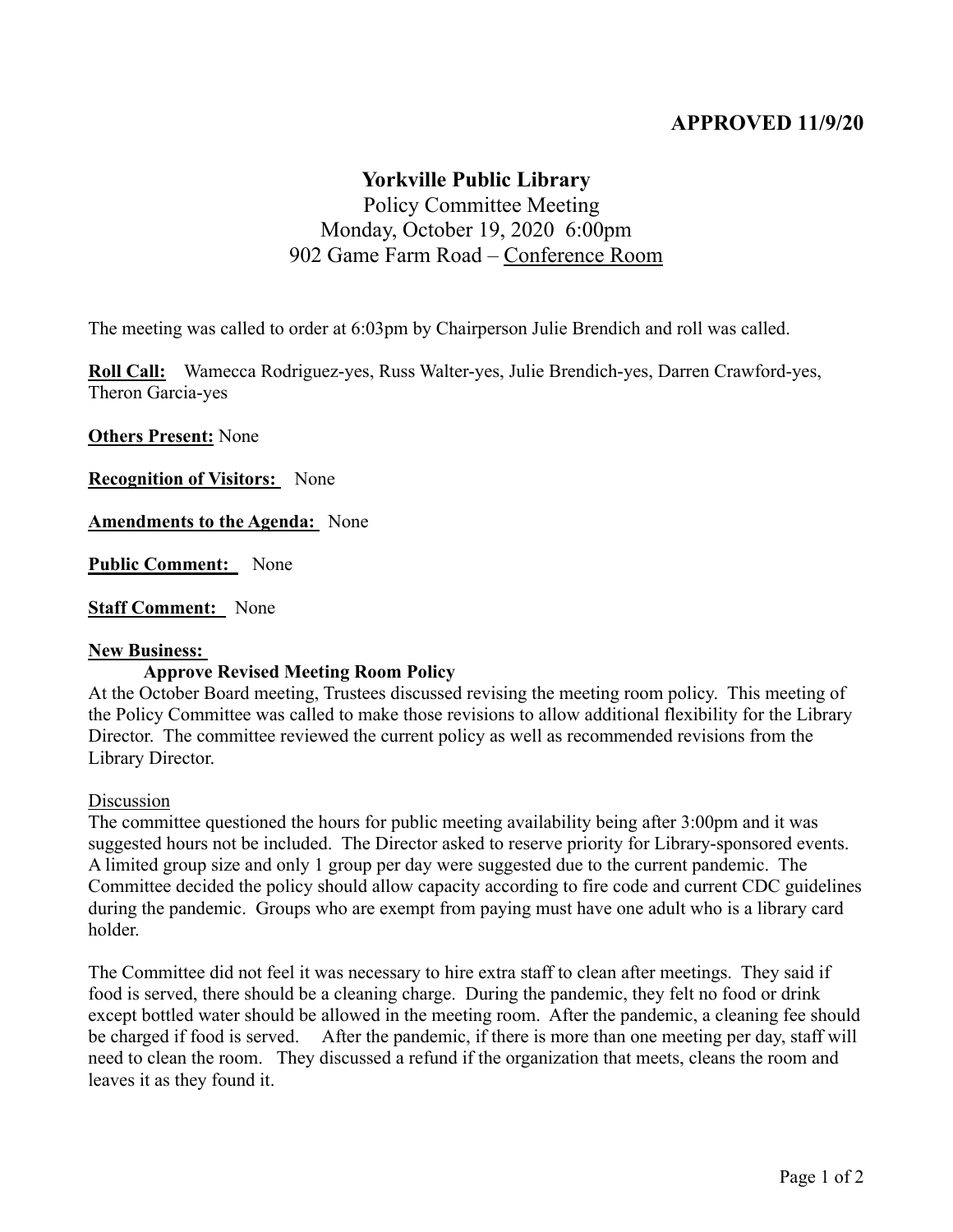**APPROVED 11/9/20**

# Yorkville Public Library

Policy Committee Meeting
Monday, October 19, 2020 6:00pm
902 Game Farm Road – Conference Room

The meeting was called to order at 6:03pm by Chairperson Julie Brendich and roll was called.

**Roll Call:** Wamecca Rodriguez-yes, Russ Walter-yes, Julie Brendich-yes, Darren Crawford-yes, Theron Garcia-yes

**Others Present:** None

**Recognition of Visitors:** None

**Amendments to the Agenda:** None

**Public Comment:** None

**Staff Comment:** None

**New Business:**

**Approve Revised Meeting Room Policy**

At the October Board meeting, Trustees discussed revising the meeting room policy. This meeting of the Policy Committee was called to make those revisions to allow additional flexibility for the Library Director. The committee reviewed the current policy as well as recommended revisions from the Library Director.

Discussion

The committee questioned the hours for public meeting availability being after 3:00pm and it was suggested hours not be included. The Director asked to reserve priority for Library-sponsored events. A limited group size and only 1 group per day were suggested due to the current pandemic. The Committee decided the policy should allow capacity according to fire code and current CDC guidelines during the pandemic. Groups who are exempt from paying must have one adult who is a library card holder.

The Committee did not feel it was necessary to hire extra staff to clean after meetings. They said if food is served, there should be a cleaning charge. During the pandemic, they felt no food or drink except bottled water should be allowed in the meeting room. After the pandemic, a cleaning fee should be charged if food is served. After the pandemic, if there is more than one meeting per day, staff will need to clean the room. They discussed a refund if the organization that meets, cleans the room and leaves it as they found it.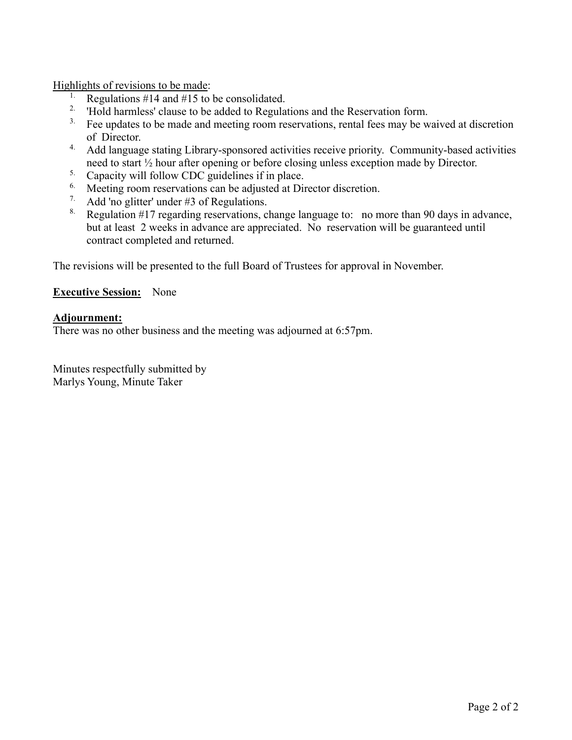<u>Highlights of revisions to be made</u>:

1. Regulations #14 and #15 to be consolidated.
2. 'Hold harmless' clause to be added to Regulations and the Reservation form.
3. Fee updates to be made and meeting room reservations, rental fees may be waived at discretion of Director.
4. Add language stating Library-sponsored activities receive priority. Community-based activities need to start ½ hour after opening or before closing unless exception made by Director.
5. Capacity will follow CDC guidelines if in place.
6. Meeting room reservations can be adjusted at Director discretion.
7. Add 'no glitter' under #3 of Regulations.
8. Regulation #17 regarding reservations, change language to: no more than 90 days in advance, but at least 2 weeks in advance are appreciated. No reservation will be guaranteed until contract completed and returned.

The revisions will be presented to the full Board of Trustees for approval in November.

**<u>Executive Session:</u>** None

**<u>Adjournment:</u>**
There was no other business and the meeting was adjourned at 6:57pm.

Minutes respectfully submitted by
Marlys Young, Minute Taker